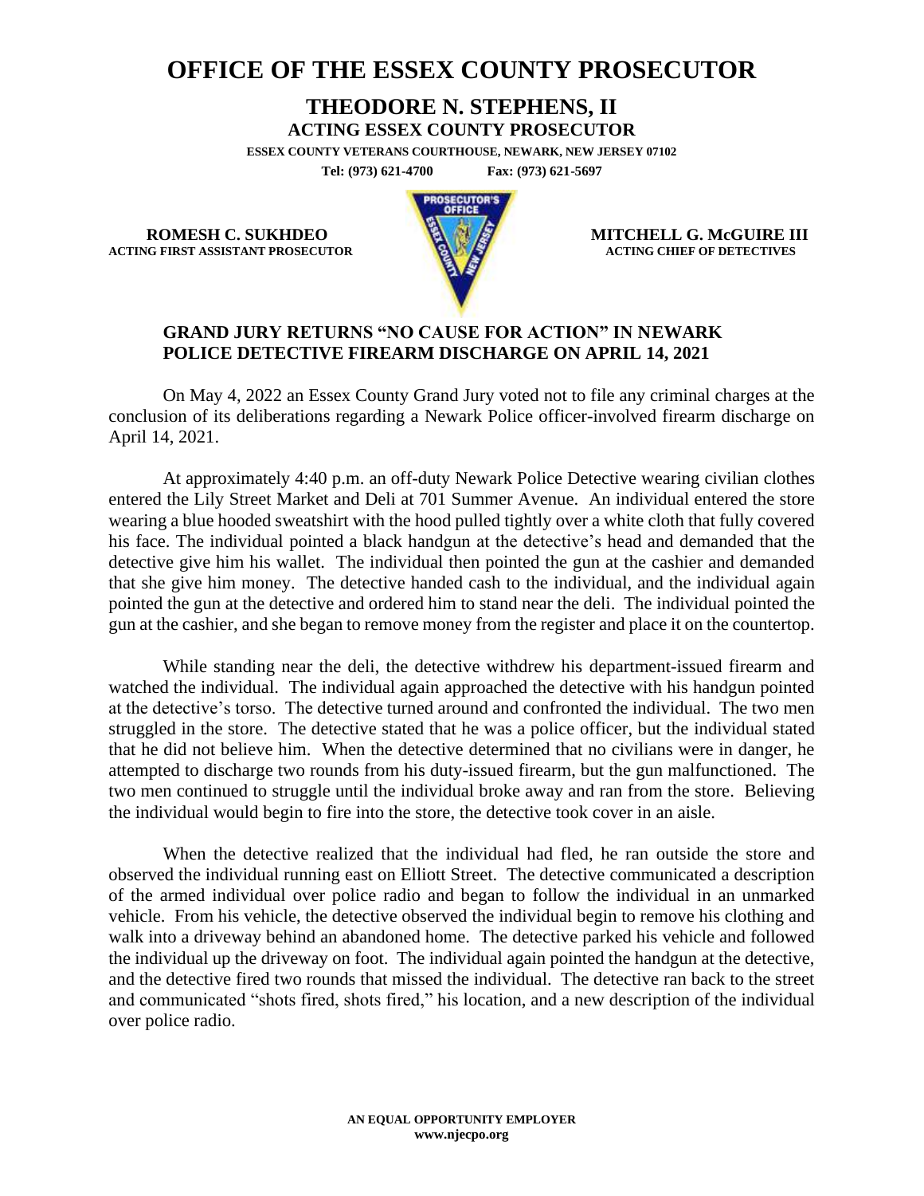# OFFICE OF THE ESSEX COUNTY PROSECUTOR

## THEODORE N. STEPHENS, II

**ACTING ESSEX COUNTY PROSECUTOR**

**ESSEX COUNTY VETERANS COURTHOUSE, NEWARK, NEW JERSEY 07102**

**Tel: (973) 621-4700 Fax: (973) 621-5697**

**ROMESH C. SUKHDEO**
**ACTING FIRST ASSISTANT PROSECUTOR**

**MITCHELL G. McGUIRE III**
**ACTING CHIEF OF DETECTIVES**

### GRAND JURY RETURNS "NO CAUSE FOR ACTION" IN NEWARK POLICE DETECTIVE FIREARM DISCHARGE ON APRIL 14, 2021

On May 4, 2022 an Essex County Grand Jury voted not to file any criminal charges at the conclusion of its deliberations regarding a Newark Police officer-involved firearm discharge on April 14, 2021.

At approximately 4:40 p.m. an off-duty Newark Police Detective wearing civilian clothes entered the Lily Street Market and Deli at 701 Summer Avenue. An individual entered the store wearing a blue hooded sweatshirt with the hood pulled tightly over a white cloth that fully covered his face. The individual pointed a black handgun at the detective's head and demanded that the detective give him his wallet. The individual then pointed the gun at the cashier and demanded that she give him money. The detective handed cash to the individual, and the individual again pointed the gun at the detective and ordered him to stand near the deli. The individual pointed the gun at the cashier, and she began to remove money from the register and place it on the countertop.

While standing near the deli, the detective withdrew his department-issued firearm and watched the individual. The individual again approached the detective with his handgun pointed at the detective's torso. The detective turned around and confronted the individual. The two men struggled in the store. The detective stated that he was a police officer, but the individual stated that he did not believe him. When the detective determined that no civilians were in danger, he attempted to discharge two rounds from his duty-issued firearm, but the gun malfunctioned. The two men continued to struggle until the individual broke away and ran from the store. Believing the individual would begin to fire into the store, the detective took cover in an aisle.

When the detective realized that the individual had fled, he ran outside the store and observed the individual running east on Elliott Street. The detective communicated a description of the armed individual over police radio and began to follow the individual in an unmarked vehicle. From his vehicle, the detective observed the individual begin to remove his clothing and walk into a driveway behind an abandoned home. The detective parked his vehicle and followed the individual up the driveway on foot. The individual again pointed the handgun at the detective, and the detective fired two rounds that missed the individual. The detective ran back to the street and communicated "shots fired, shots fired," his location, and a new description of the individual over police radio.

**AN EQUAL OPPORTUNITY EMPLOYER**
**www.njecpo.org**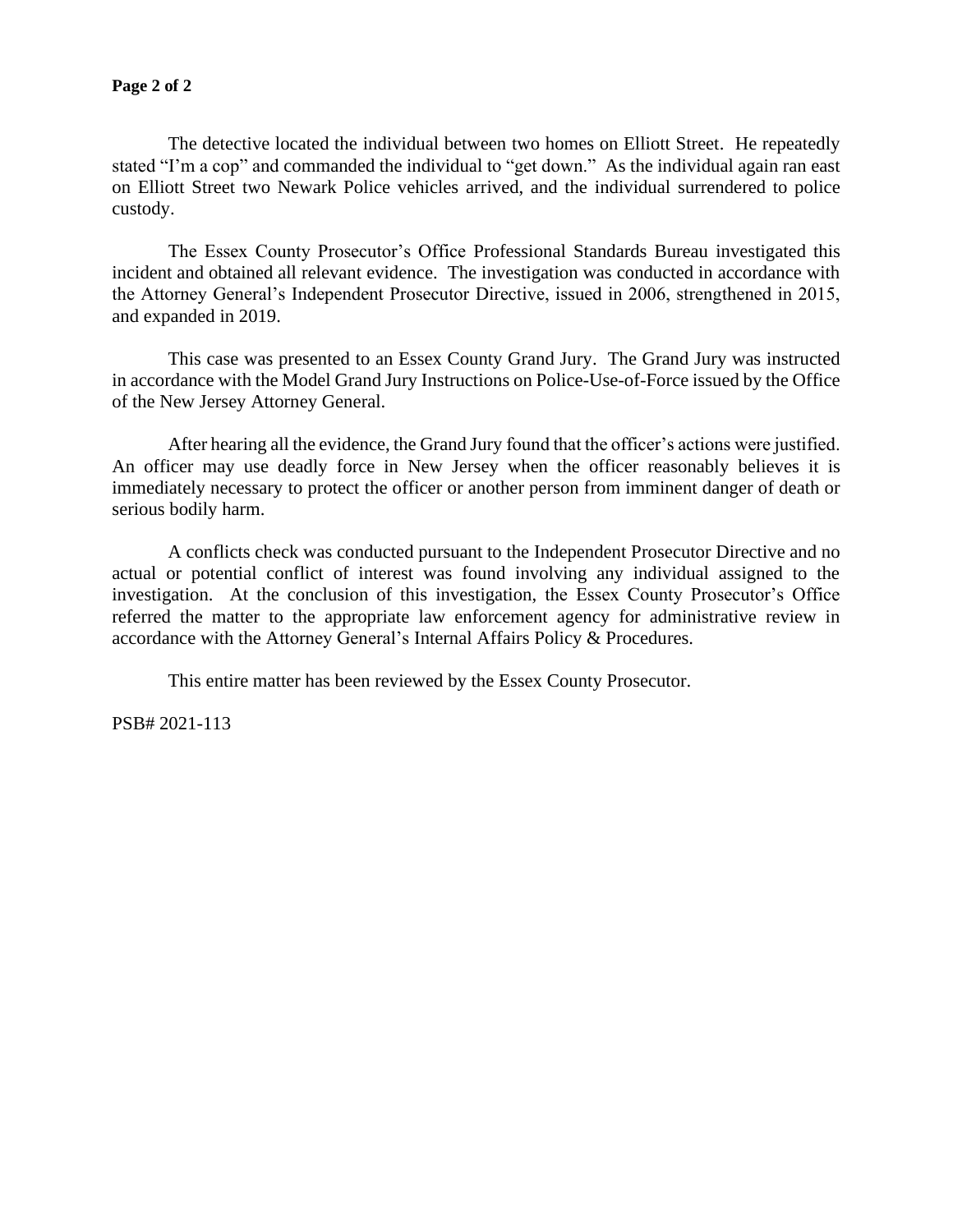The detective located the individual between two homes on Elliott Street. He repeatedly stated "I'm a cop" and commanded the individual to "get down." As the individual again ran east on Elliott Street two Newark Police vehicles arrived, and the individual surrendered to police custody.

The Essex County Prosecutor's Office Professional Standards Bureau investigated this incident and obtained all relevant evidence. The investigation was conducted in accordance with the Attorney General's Independent Prosecutor Directive, issued in 2006, strengthened in 2015, and expanded in 2019.

This case was presented to an Essex County Grand Jury. The Grand Jury was instructed in accordance with the Model Grand Jury Instructions on Police-Use-of-Force issued by the Office of the New Jersey Attorney General.

After hearing all the evidence, the Grand Jury found that the officer's actions were justified. An officer may use deadly force in New Jersey when the officer reasonably believes it is immediately necessary to protect the officer or another person from imminent danger of death or serious bodily harm.

A conflicts check was conducted pursuant to the Independent Prosecutor Directive and no actual or potential conflict of interest was found involving any individual assigned to the investigation. At the conclusion of this investigation, the Essex County Prosecutor's Office referred the matter to the appropriate law enforcement agency for administrative review in accordance with the Attorney General's Internal Affairs Policy & Procedures.

This entire matter has been reviewed by the Essex County Prosecutor.

PSB# 2021-113